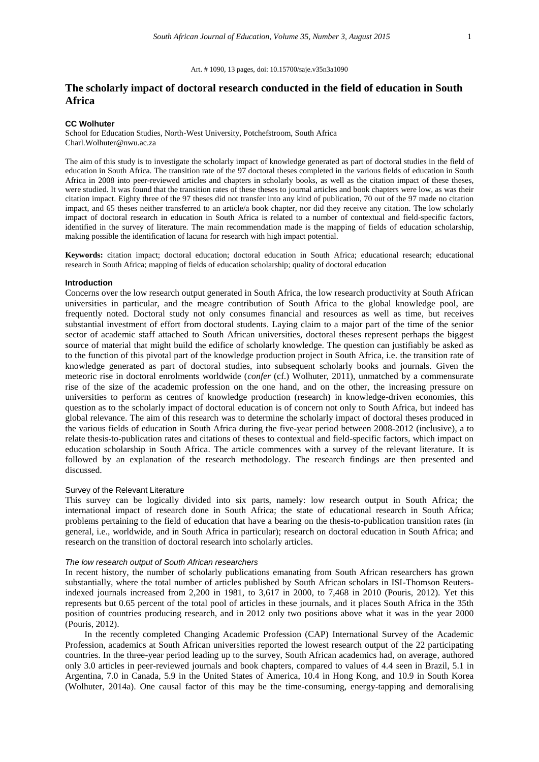Art. # 1090, 13 pages, doi: 10.15700/saje.v35n3a1090

# The scholarly impact of doctoral research conducted in the field of education in South Africa

**CC Wolhuter**
School for Education Studies, North-West University, Potchefstroom, South Africa
Charl.Wolhuter@nwu.ac.za

The aim of this study is to investigate the scholarly impact of knowledge generated as part of doctoral studies in the field of education in South Africa. The transition rate of the 97 doctoral theses completed in the various fields of education in South Africa in 2008 into peer-reviewed articles and chapters in scholarly books, as well as the citation impact of these theses, were studied. It was found that the transition rates of these theses to journal articles and book chapters were low, as was their citation impact. Eighty three of the 97 theses did not transfer into any kind of publication, 70 out of the 97 made no citation impact, and 65 theses neither transferred to an article/a book chapter, nor did they receive any citation. The low scholarly impact of doctoral research in education in South Africa is related to a number of contextual and field-specific factors, identified in the survey of literature. The main recommendation made is the mapping of fields of education scholarship, making possible the identification of lacuna for research with high impact potential.

**Keywords:** citation impact; doctoral education; doctoral education in South Africa; educational research; educational research in South Africa; mapping of fields of education scholarship; quality of doctoral education

## Introduction

Concerns over the low research output generated in South Africa, the low research productivity at South African universities in particular, and the meagre contribution of South Africa to the global knowledge pool, are frequently noted. Doctoral study not only consumes financial and resources as well as time, but receives substantial investment of effort from doctoral students. Laying claim to a major part of the time of the senior sector of academic staff attached to South African universities, doctoral theses represent perhaps the biggest source of material that might build the edifice of scholarly knowledge. The question can justifiably be asked as to the function of this pivotal part of the knowledge production project in South Africa, i.e. the transition rate of knowledge generated as part of doctoral studies, into subsequent scholarly books and journals. Given the meteoric rise in doctoral enrolments worldwide (*confer* (cf.) Wolhuter, 2011), unmatched by a commensurate rise of the size of the academic profession on the one hand, and on the other, the increasing pressure on universities to perform as centres of knowledge production (research) in knowledge-driven economies, this question as to the scholarly impact of doctoral education is of concern not only to South Africa, but indeed has global relevance. The aim of this research was to determine the scholarly impact of doctoral theses produced in the various fields of education in South Africa during the five-year period between 2008-2012 (inclusive), a to relate thesis-to-publication rates and citations of theses to contextual and field-specific factors, which impact on education scholarship in South Africa. The article commences with a survey of the relevant literature. It is followed by an explanation of the research methodology. The research findings are then presented and discussed.

### Survey of the Relevant Literature

This survey can be logically divided into six parts, namely: low research output in South Africa; the international impact of research done in South Africa; the state of educational research in South Africa; problems pertaining to the field of education that have a bearing on the thesis-to-publication transition rates (in general, i.e., worldwide, and in South Africa in particular); research on doctoral education in South Africa; and research on the transition of doctoral research into scholarly articles.

#### *The low research output of South African researchers*

In recent history, the number of scholarly publications emanating from South African researchers has grown substantially, where the total number of articles published by South African scholars in ISI-Thomson Reuters-indexed journals increased from 2,200 in 1981, to 3,617 in 2000, to 7,468 in 2010 (Pouris, 2012). Yet this represents but 0.65 percent of the total pool of articles in these journals, and it places South Africa in the 35th position of countries producing research, and in 2012 only two positions above what it was in the year 2000 (Pouris, 2012).

In the recently completed Changing Academic Profession (CAP) International Survey of the Academic Profession, academics at South African universities reported the lowest research output of the 22 participating countries. In the three-year period leading up to the survey, South African academics had, on average, authored only 3.0 articles in peer-reviewed journals and book chapters, compared to values of 4.4 seen in Brazil, 5.1 in Argentina, 7.0 in Canada, 5.9 in the United States of America, 10.4 in Hong Kong, and 10.9 in South Korea (Wolhuter, 2014a). One causal factor of this may be the time-consuming, energy-tapping and demoralising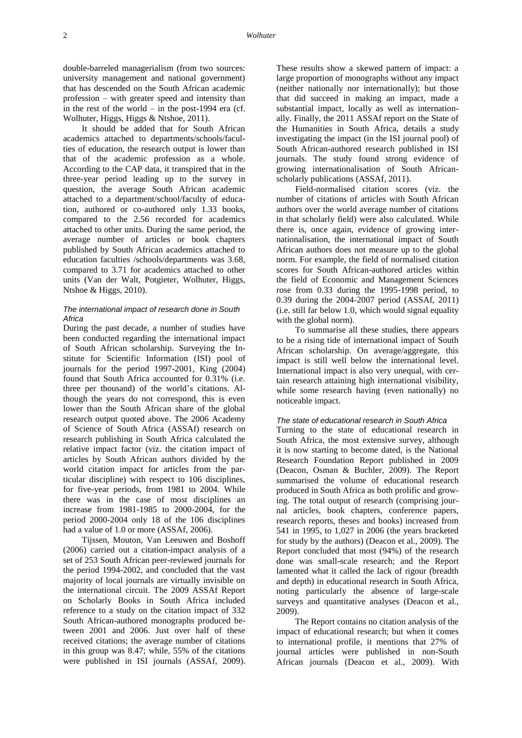double-barreled managerialism (from two sources: university management and national government) that has descended on the South African academic profession – with greater speed and intensity than in the rest of the world – in the post-1994 era (cf. Wolhuter, Higgs, Higgs & Ntshoe, 2011).

It should be added that for South African academics attached to departments/schools/faculties of education, the research output is lower than that of the academic profession as a whole. According to the CAP data, it transpired that in the three-year period leading up to the survey in question, the average South African academic attached to a department/school/faculty of education, authored or co-authored only 1.33 books, compared to the 2.56 recorded for academics attached to other units. During the same period, the average number of articles or book chapters published by South African academics attached to education faculties /schools/departments was 3.68, compared to 3.71 for academics attached to other units (Van der Walt, Potgieter, Wolhuter, Higgs, Ntshoe & Higgs, 2010).

### *The international impact of research done in South Africa*

During the past decade, a number of studies have been conducted regarding the international impact of South African scholarship. Surveying the Institute for Scientific Information (ISI) pool of journals for the period 1997-2001, King (2004) found that South Africa accounted for 0.31% (i.e. three per thousand) of the world's citations. Although the years do not correspond, this is even lower than the South African share of the global research output quoted above. The 2006 Academy of Science of South Africa (ASSAf) research on research publishing in South Africa calculated the relative impact factor (viz. the citation impact of articles by South African authors divided by the world citation impact for articles from the particular discipline) with respect to 106 disciplines, for five-year periods, from 1981 to 2004. While there was in the case of most disciplines an increase from 1981-1985 to 2000-2004, for the period 2000-2004 only 18 of the 106 disciplines had a value of 1.0 or more (ASSAf, 2006).

Tijssen, Mouton, Van Leeuwen and Boshoff (2006) carried out a citation-impact analysis of a set of 253 South African peer-reviewed journals for the period 1994-2002, and concluded that the vast majority of local journals are virtually invisible on the international circuit. The 2009 ASSAf Report on Scholarly Books in South Africa included reference to a study on the citation impact of 332 South African-authored monographs produced between 2001 and 2006. Just over half of these received citations; the average number of citations in this group was 8.47; while, 55% of the citations were published in ISI journals (ASSAf, 2009). These results show a skewed pattern of impact: a large proportion of monographs without any impact (neither nationally nor internationally); but those that did succeed in making an impact, made a substantial impact, locally as well as internationally. Finally, the 2011 ASSAf report on the State of the Humanities in South Africa, details a study investigating the impact (in the ISI journal pool) of South African-authored research published in ISI journals. The study found strong evidence of growing internationalisation of South African-scholarly publications (ASSAf, 2011).

Field-normalised citation scores (viz. the number of citations of articles with South African authors over the world average number of citations in that scholarly field) were also calculated. While there is, once again, evidence of growing internationalisation, the international impact of South African authors does not measure up to the global norm. For example, the field of normalised citation scores for South African-authored articles within the field of Economic and Management Sciences rose from 0.33 during the 1995-1998 period, to 0.39 during the 2004-2007 period (ASSAf, 2011) (i.e. still far below 1.0, which would signal equality with the global norm).

To summarise all these studies, there appears to be a rising tide of international impact of South African scholarship. On average/aggregate, this impact is still well below the international level. International impact is also very unequal, with certain research attaining high international visibility, while some research having (even nationally) no noticeable impact.

### *The state of educational research in South Africa*

Turning to the state of educational research in South Africa, the most extensive survey, although it is now starting to become dated, is the National Research Foundation Report published in 2009 (Deacon, Osman & Buchler, 2009). The Report summarised the volume of educational research produced in South Africa as both prolific and growing. The total output of research (comprising journal articles, book chapters, conference papers, research reports, theses and books) increased from 541 in 1995, to 1,027 in 2006 (the years bracketed for study by the authors) (Deacon et al., 2009). The Report concluded that most (94%) of the research done was small-scale research; and the Report lamented what it called the lack of rigour (breadth and depth) in educational research in South Africa, noting particularly the absence of large-scale surveys and quantitative analyses (Deacon et al., 2009).

The Report contains no citation analysis of the impact of educational research; but when it comes to international profile, it mentions that 27% of journal articles were published in non-South African journals (Deacon et al., 2009). With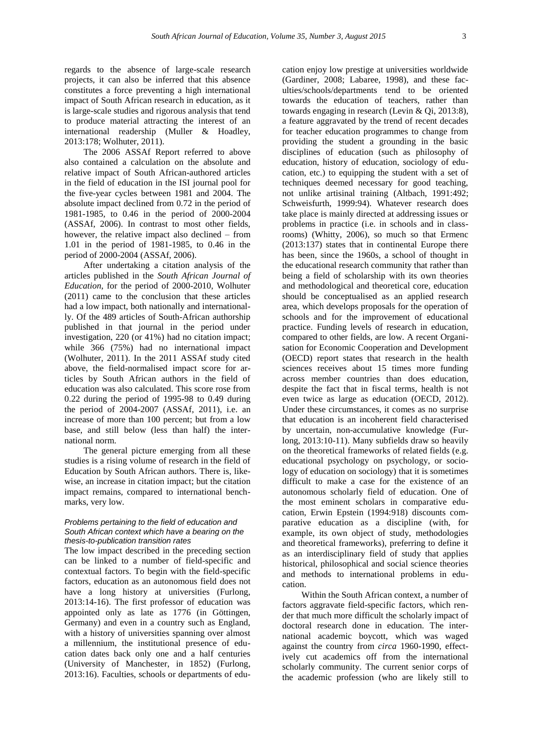regards to the absence of large-scale research projects, it can also be inferred that this absence constitutes a force preventing a high international impact of South African research in education, as it is large-scale studies and rigorous analysis that tend to produce material attracting the interest of an international readership (Muller & Hoadley, 2013:178; Wolhuter, 2011).

The 2006 ASSAf Report referred to above also contained a calculation on the absolute and relative impact of South African-authored articles in the field of education in the ISI journal pool for the five-year cycles between 1981 and 2004. The absolute impact declined from 0.72 in the period of 1981-1985, to 0.46 in the period of 2000-2004 (ASSAf, 2006). In contrast to most other fields, however, the relative impact also declined – from 1.01 in the period of 1981-1985, to 0.46 in the period of 2000-2004 (ASSAf, 2006).

After undertaking a citation analysis of the articles published in the *South African Journal of Education*, for the period of 2000-2010, Wolhuter (2011) came to the conclusion that these articles had a low impact, both nationally and internationally. Of the 489 articles of South-African authorship published in that journal in the period under investigation, 220 (or 41%) had no citation impact; while 366 (75%) had no international impact (Wolhuter, 2011). In the 2011 ASSAf study cited above, the field-normalised impact score for articles by South African authors in the field of education was also calculated. This score rose from 0.22 during the period of 1995-98 to 0.49 during the period of 2004-2007 (ASSAf, 2011), i.e. an increase of more than 100 percent; but from a low base, and still below (less than half) the international norm.

The general picture emerging from all these studies is a rising volume of research in the field of Education by South African authors. There is, likewise, an increase in citation impact; but the citation impact remains, compared to international benchmarks, very low.

#### *Problems pertaining to the field of education and South African context which have a bearing on the thesis-to-publication transition rates*

The low impact described in the preceding section can be linked to a number of field-specific and contextual factors. To begin with the field-specific factors, education as an autonomous field does not have a long history at universities (Furlong, 2013:14-16). The first professor of education was appointed only as late as 1776 (in Göttingen, Germany) and even in a country such as England, with a history of universities spanning over almost a millennium, the institutional presence of education dates back only one and a half centuries (University of Manchester, in 1852) (Furlong, 2013:16). Faculties, schools or departments of education enjoy low prestige at universities worldwide (Gardiner, 2008; Labaree, 1998), and these faculties/schools/departments tend to be oriented towards the education of teachers, rather than towards engaging in research (Levin & Qi, 2013:8), a feature aggravated by the trend of recent decades for teacher education programmes to change from providing the student a grounding in the basic disciplines of education (such as philosophy of education, history of education, sociology of education, etc.) to equipping the student with a set of techniques deemed necessary for good teaching, not unlike artisinal training (Altbach, 1991:492; Schweisfurth, 1999:94). Whatever research does take place is mainly directed at addressing issues or problems in practice (i.e. in schools and in classrooms) (Whitty, 2006), so much so that Ermenc (2013:137) states that in continental Europe there has been, since the 1960s, a school of thought in the educational research community that rather than being a field of scholarship with its own theories and methodological and theoretical core, education should be conceptualised as an applied research area, which develops proposals for the operation of schools and for the improvement of educational practice. Funding levels of research in education, compared to other fields, are low. A recent Organisation for Economic Cooperation and Development (OECD) report states that research in the health sciences receives about 15 times more funding across member countries than does education, despite the fact that in fiscal terms, health is not even twice as large as education (OECD, 2012). Under these circumstances, it comes as no surprise that education is an incoherent field characterised by uncertain, non-accumulative knowledge (Furlong, 2013:10-11). Many subfields draw so heavily on the theoretical frameworks of related fields (e.g. educational psychology on psychology, or sociology of education on sociology) that it is sometimes difficult to make a case for the existence of an autonomous scholarly field of education. One of the most eminent scholars in comparative education, Erwin Epstein (1994:918) discounts comparative education as a discipline (with, for example, its own object of study, methodologies and theoretical frameworks), preferring to define it as an interdisciplinary field of study that applies historical, philosophical and social science theories and methods to international problems in education.

Within the South African context, a number of factors aggravate field-specific factors, which render that much more difficult the scholarly impact of doctoral research done in education. The international academic boycott, which was waged against the country from *circa* 1960-1990, effectively cut academics off from the international scholarly community. The current senior corps of the academic profession (who are likely still to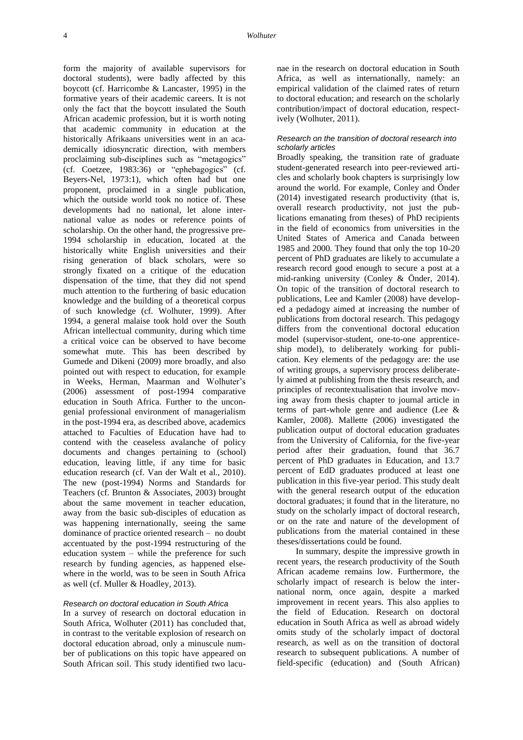form the majority of available supervisors for doctoral students), were badly affected by this boycott (cf. Harricombe & Lancaster, 1995) in the formative years of their academic careers. It is not only the fact that the boycott insulated the South African academic profession, but it is worth noting that academic community in education at the historically Afrikaans universities went in an academically idiosyncratic direction, with members proclaiming sub-disciplines such as "metagogics" (cf. Coetzee, 1983:36) or "ephebagogics" (cf. Beyers-Nel, 1973:1), which often had but one proponent, proclaimed in a single publication, which the outside world took no notice of. These developments had no national, let alone international value as nodes or reference points of scholarship. On the other hand, the progressive pre-1994 scholarship in education, located at the historically white English universities and their rising generation of black scholars, were so strongly fixated on a critique of the education dispensation of the time, that they did not spend much attention to the furthering of basic education knowledge and the building of a theoretical corpus of such knowledge (cf. Wolhuter, 1999). After 1994, a general malaise took hold over the South African intellectual community, during which time a critical voice can be observed to have become somewhat mute. This has been described by Gumede and Dikeni (2009) more broadly, and also pointed out with respect to education, for example in Weeks, Herman, Maarman and Wolhuter's (2006) assessment of post-1994 comparative education in South Africa. Further to the uncongenial professional environment of managerialism in the post-1994 era, as described above, academics attached to Faculties of Education have had to contend with the ceaseless avalanche of policy documents and changes pertaining to (school) education, leaving little, if any time for basic education research (cf. Van der Walt et al., 2010). The new (post-1994) Norms and Standards for Teachers (cf. Brunton & Associates, 2003) brought about the same movement in teacher education, away from the basic sub-disciples of education as was happening internationally, seeing the same dominance of practice oriented research – no doubt accentuated by the post-1994 restructuring of the education system – while the preference for such research by funding agencies, as happened elsewhere in the world, was to be seen in South Africa as well (cf. Muller & Hoadley, 2013).

#### *Research on doctoral education in South Africa*

In a survey of research on doctoral education in South Africa, Wolhuter (2011) has concluded that, in contrast to the veritable explosion of research on doctoral education abroad, only a minuscule number of publications on this topic have appeared on South African soil. This study identified two lacunae in the research on doctoral education in South Africa, as well as internationally, namely: an empirical validation of the claimed rates of return to doctoral education; and research on the scholarly contribution/impact of doctoral education, respectively (Wolhuter, 2011).

#### *Research on the transition of doctoral research into scholarly articles*

Broadly speaking, the transition rate of graduate student-generated research into peer-reviewed articles and scholarly book chapters is surprisingly low around the world. For example, Conley and Önder (2014) investigated research productivity (that is, overall research productivity, not just the publications emanating from theses) of PhD recipients in the field of economics from universities in the United States of America and Canada between 1985 and 2000. They found that only the top 10-20 percent of PhD graduates are likely to accumulate a research record good enough to secure a post at a mid-ranking university (Conley & Önder, 2014). On topic of the transition of doctoral research to publications, Lee and Kamler (2008) have developed a pedagogy aimed at increasing the number of publications from doctoral research. This pedagogy differs from the conventional doctoral education model (supervisor-student, one-to-one apprenticeship model), to deliberately working for publication. Key elements of the pedagogy are: the use of writing groups, a supervisory process deliberately aimed at publishing from the thesis research, and principles of recontextualisation that involve moving away from thesis chapter to journal article in terms of part-whole genre and audience (Lee & Kamler, 2008). Mallette (2006) investigated the publication output of doctoral education graduates from the University of California, for the five-year period after their graduation, found that 36.7 percent of PhD graduates in Education, and 13.7 percent of EdD graduates produced at least one publication in this five-year period. This study dealt with the general research output of the education doctoral graduates; it found that in the literature, no study on the scholarly impact of doctoral research, or on the rate and nature of the development of publications from the material contained in these theses/dissertations could be found.

In summary, despite the impressive growth in recent years, the research productivity of the South African academe remains low. Furthermore, the scholarly impact of research is below the international norm, once again, despite a marked improvement in recent years. This also applies to the field of Education. Research on doctoral education in South Africa as well as abroad widely omits study of the scholarly impact of doctoral research, as well as on the transition of doctoral research to subsequent publications. A number of field-specific (education) and (South African)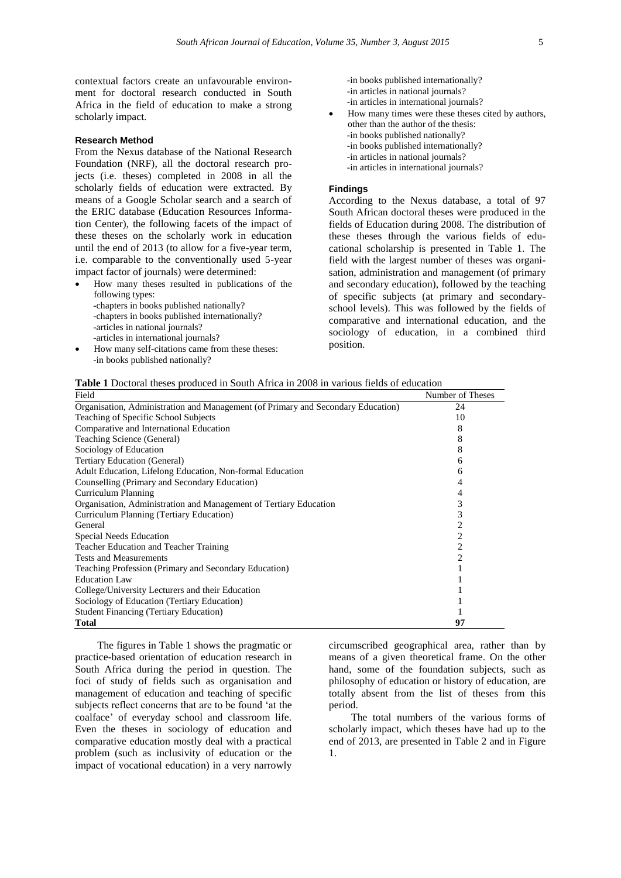contextual factors create an unfavourable environment for doctoral research conducted in South Africa in the field of education to make a strong scholarly impact.

#### Research Method

From the Nexus database of the National Research Foundation (NRF), all the doctoral research projects (i.e. theses) completed in 2008 in all the scholarly fields of education were extracted. By means of a Google Scholar search and a search of the ERIC database (Education Resources Information Center), the following facets of the impact of these theses on the scholarly work in education until the end of 2013 (to allow for a five-year term, i.e. comparable to the conventionally used 5-year impact factor of journals) were determined:

- How many theses resulted in publications of the following types:
  - -chapters in books published nationally?
  - -chapters in books published internationally?
  - -articles in national journals?
  - -articles in international journals?
- How many self-citations came from these theses:
  - -in books published nationally?
  - -in books published internationally?
  - -in articles in national journals?
  - -in articles in international journals?
- How many times were these theses cited by authors, other than the author of the thesis:
  - -in books published nationally?
  - -in books published internationally?
  - -in articles in national journals?
  - -in articles in international journals?

#### Findings

According to the Nexus database, a total of 97 South African doctoral theses were produced in the fields of Education during 2008. The distribution of these theses through the various fields of educational scholarship is presented in Table 1. The field with the largest number of theses was organisation, administration and management (of primary and secondary education), followed by the teaching of specific subjects (at primary and secondary-school levels). This was followed by the fields of comparative and international education, and the sociology of education, in a combined third position.

**Table 1** Doctoral theses produced in South Africa in 2008 in various fields of education

| Field | Number of Theses |
|---|---|
| Organisation, Administration and Management (of Primary and Secondary Education) | 24 |
| Teaching of Specific School Subjects | 10 |
| Comparative and International Education | 8 |
| Teaching Science (General) | 8 |
| Sociology of Education | 8 |
| Tertiary Education (General) | 6 |
| Adult Education, Lifelong Education, Non-formal Education | 6 |
| Counselling (Primary and Secondary Education) | 4 |
| Curriculum Planning | 4 |
| Organisation, Administration and Management of Tertiary Education | 3 |
| Curriculum Planning (Tertiary Education) | 3 |
| General | 2 |
| Special Needs Education | 2 |
| Teacher Education and Teacher Training | 2 |
| Tests and Measurements | 2 |
| Teaching Profession (Primary and Secondary Education) | 1 |
| Education Law | 1 |
| College/University Lecturers and their Education | 1 |
| Sociology of Education (Tertiary Education) | 1 |
| Student Financing (Tertiary Education) | 1 |
| **Total** | **97** |

The figures in Table 1 shows the pragmatic or practice-based orientation of education research in South Africa during the period in question. The foci of study of fields such as organisation and management of education and teaching of specific subjects reflect concerns that are to be found 'at the coalface' of everyday school and classroom life. Even the theses in sociology of education and comparative education mostly deal with a practical problem (such as inclusivity of education or the impact of vocational education) in a very narrowly circumscribed geographical area, rather than by means of a given theoretical frame. On the other hand, some of the foundation subjects, such as philosophy of education or history of education, are totally absent from the list of theses from this period.

The total numbers of the various forms of scholarly impact, which theses have had up to the end of 2013, are presented in Table 2 and in Figure 1.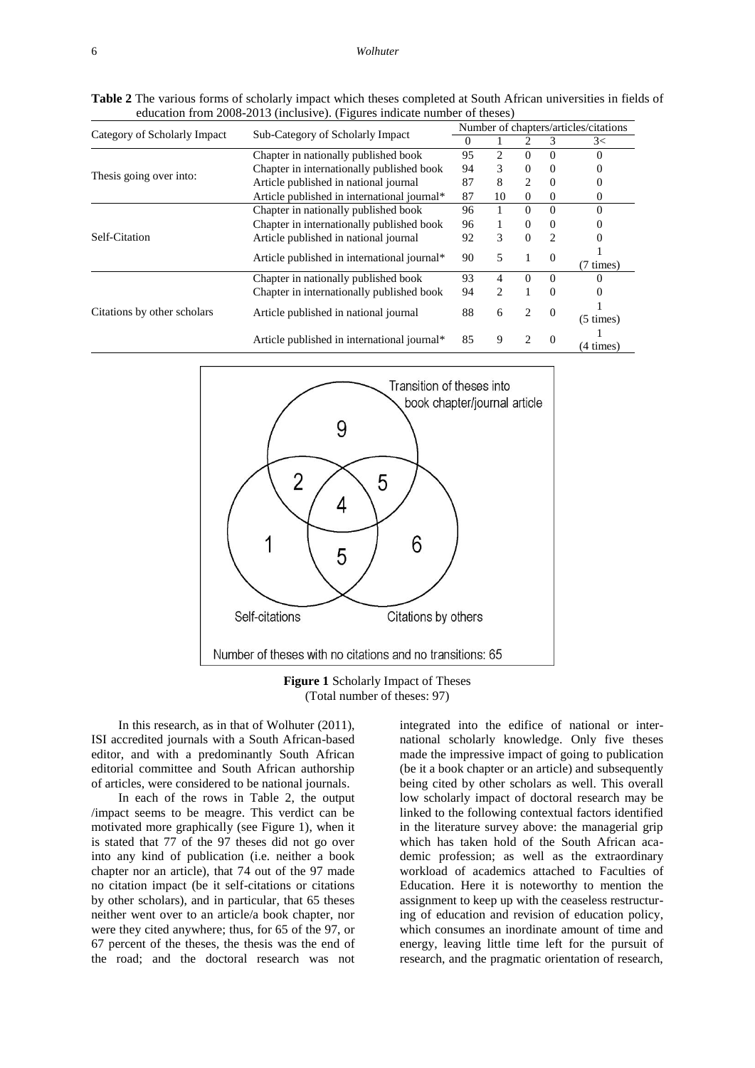**Table 2** The various forms of scholarly impact which theses completed at South African universities in fields of education from 2008-2013 (inclusive). (Figures indicate number of theses)

| Category of Scholarly Impact | Sub-Category of Scholarly Impact | Number of chapters/articles/citations | | | | |
|---|---|---|---|---|---|---|
| | | 0 | 1 | 2 | 3 | 3< |
| Thesis going over into: | Chapter in nationally published book | 95 | 2 | 0 | 0 | 0 |
| | Chapter in internationally published book | 94 | 3 | 0 | 0 | 0 |
| | Article published in national journal | 87 | 8 | 2 | 0 | 0 |
| | Article published in international journal* | 87 | 10 | 0 | 0 | 0 |
| Self-Citation | Chapter in nationally published book | 96 | 1 | 0 | 0 | 0 |
| | Chapter in internationally published book | 96 | 1 | 0 | 0 | 0 |
| | Article published in national journal | 92 | 3 | 0 | 2 | 0 |
| | Article published in international journal* | 90 | 5 | 1 | 0 | 1 (7 times) |
| Citations by other scholars | Chapter in nationally published book | 93 | 4 | 0 | 0 | 0 |
| | Chapter in internationally published book | 94 | 2 | 1 | 0 | 0 |
| | Article published in national journal | 88 | 6 | 2 | 0 | 1 (5 times) |
| | Article published in international journal* | 85 | 9 | 2 | 0 | 1 (4 times) |

**Figure 1** Scholarly Impact of Theses (Total number of theses: 97)

In this research, as in that of Wolhuter (2011), ISI accredited journals with a South African-based editor, and with a predominantly South African editorial committee and South African authorship of articles, were considered to be national journals.

In each of the rows in Table 2, the output /impact seems to be meagre. This verdict can be motivated more graphically (see Figure 1), when it is stated that 77 of the 97 theses did not go over into any kind of publication (i.e. neither a book chapter nor an article), that 74 out of the 97 made no citation impact (be it self-citations or citations by other scholars), and in particular, that 65 theses neither went over to an article/a book chapter, nor were they cited anywhere; thus, for 65 of the 97, or 67 percent of the theses, the thesis was the end of the road; and the doctoral research was not integrated into the edifice of national or international scholarly knowledge. Only five theses made the impressive impact of going to publication (be it a book chapter or an article) and subsequently being cited by other scholars as well. This overall low scholarly impact of doctoral research may be linked to the following contextual factors identified in the literature survey above: the managerial grip which has taken hold of the South African academic profession; as well as the extraordinary workload of academics attached to Faculties of Education. Here it is noteworthy to mention the assignment to keep up with the ceaseless restructuring of education and revision of education policy, which consumes an inordinate amount of time and energy, leaving little time left for the pursuit of research, and the pragmatic orientation of research,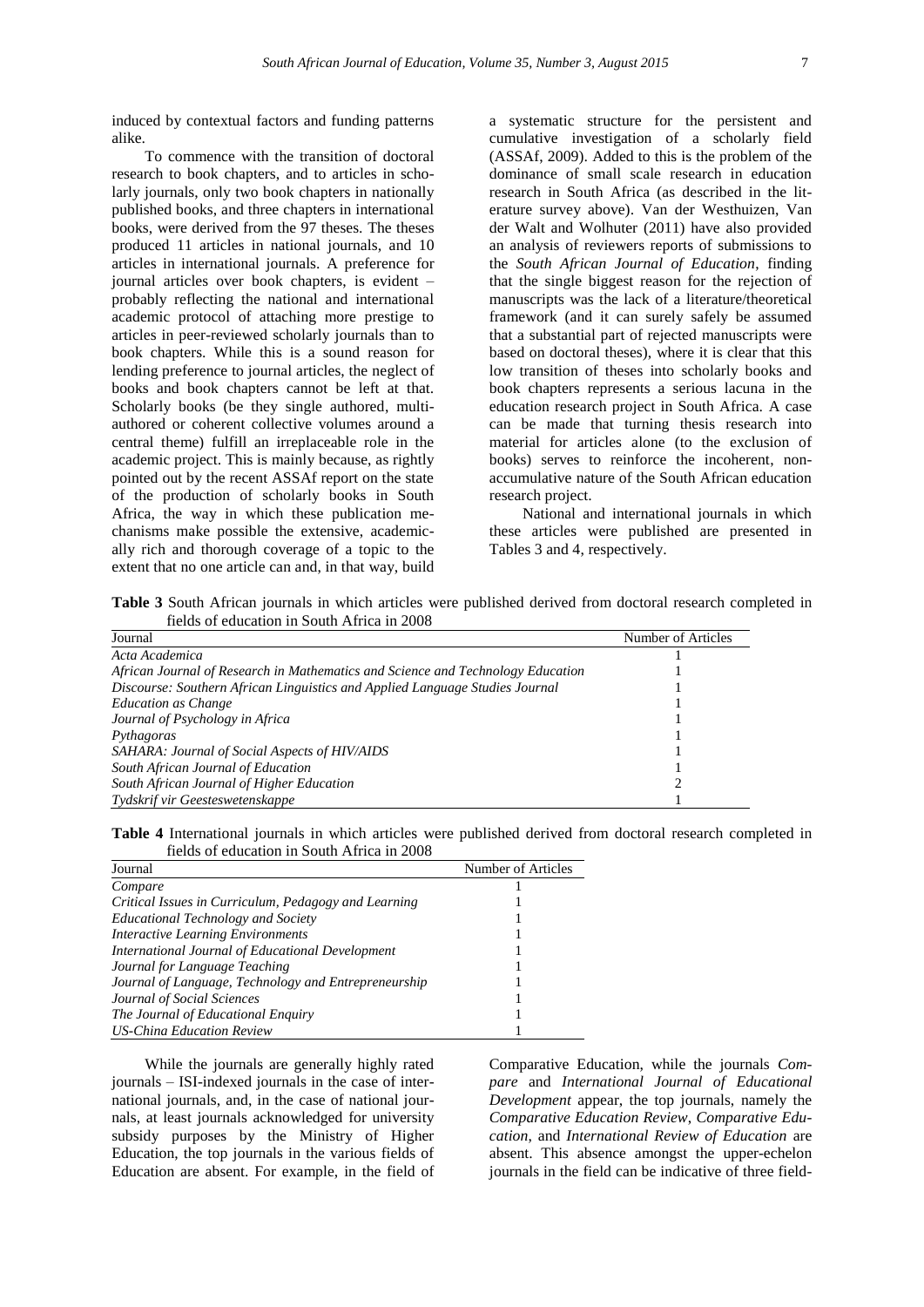induced by contextual factors and funding patterns alike.

To commence with the transition of doctoral research to book chapters, and to articles in scholarly journals, only two book chapters in nationally published books, and three chapters in international books, were derived from the 97 theses. The theses produced 11 articles in national journals, and 10 articles in international journals. A preference for journal articles over book chapters, is evident – probably reflecting the national and international academic protocol of attaching more prestige to articles in peer-reviewed scholarly journals than to book chapters. While this is a sound reason for lending preference to journal articles, the neglect of books and book chapters cannot be left at that. Scholarly books (be they single authored, multi-authored or coherent collective volumes around a central theme) fulfill an irreplaceable role in the academic project. This is mainly because, as rightly pointed out by the recent ASSAf report on the state of the production of scholarly books in South Africa, the way in which these publication mechanisms make possible the extensive, academically rich and thorough coverage of a topic to the extent that no one article can and, in that way, build a systematic structure for the persistent and cumulative investigation of a scholarly field (ASSAf, 2009). Added to this is the problem of the dominance of small scale research in education research in South Africa (as described in the literature survey above). Van der Westhuizen, Van der Walt and Wolhuter (2011) have also provided an analysis of reviewers reports of submissions to the *South African Journal of Education*, finding that the single biggest reason for the rejection of manuscripts was the lack of a literature/theoretical framework (and it can surely safely be assumed that a substantial part of rejected manuscripts were based on doctoral theses), where it is clear that this low transition of theses into scholarly books and book chapters represents a serious lacuna in the education research project in South Africa. A case can be made that turning thesis research into material for articles alone (to the exclusion of books) serves to reinforce the incoherent, non-accumulative nature of the South African education research project.

National and international journals in which these articles were published are presented in Tables 3 and 4, respectively.

**Table 3** South African journals in which articles were published derived from doctoral research completed in fields of education in South Africa in 2008

| Journal | Number of Articles |
|---|---|
| *Acta Academica* | 1 |
| *African Journal of Research in Mathematics and Science and Technology Education* | 1 |
| *Discourse: Southern African Linguistics and Applied Language Studies Journal* | 1 |
| *Education as Change* | 1 |
| *Journal of Psychology in Africa* | 1 |
| *Pythagoras* | 1 |
| *SAHARA: Journal of Social Aspects of HIV/AIDS* | 1 |
| *South African Journal of Education* | 1 |
| *South African Journal of Higher Education* | 2 |
| *Tydskrif vir Geesteswetenskappe* | 1 |

**Table 4** International journals in which articles were published derived from doctoral research completed in fields of education in South Africa in 2008

| Journal | Number of Articles |
|---|---|
| *Compare* | 1 |
| *Critical Issues in Curriculum, Pedagogy and Learning* | 1 |
| *Educational Technology and Society* | 1 |
| *Interactive Learning Environments* | 1 |
| *International Journal of Educational Development* | 1 |
| *Journal for Language Teaching* | 1 |
| *Journal of Language, Technology and Entrepreneurship* | 1 |
| *Journal of Social Sciences* | 1 |
| *The Journal of Educational Enquiry* | 1 |
| *US-China Education Review* | 1 |

While the journals are generally highly rated journals – ISI-indexed journals in the case of international journals, and, in the case of national journals, at least journals acknowledged for university subsidy purposes by the Ministry of Higher Education, the top journals in the various fields of Education are absent. For example, in the field of Comparative Education, while the journals *Compare* and *International Journal of Educational Development* appear, the top journals, namely the *Comparative Education Review*, *Comparative Education*, and *International Review of Education* are absent. This absence amongst the upper-echelon journals in the field can be indicative of three field-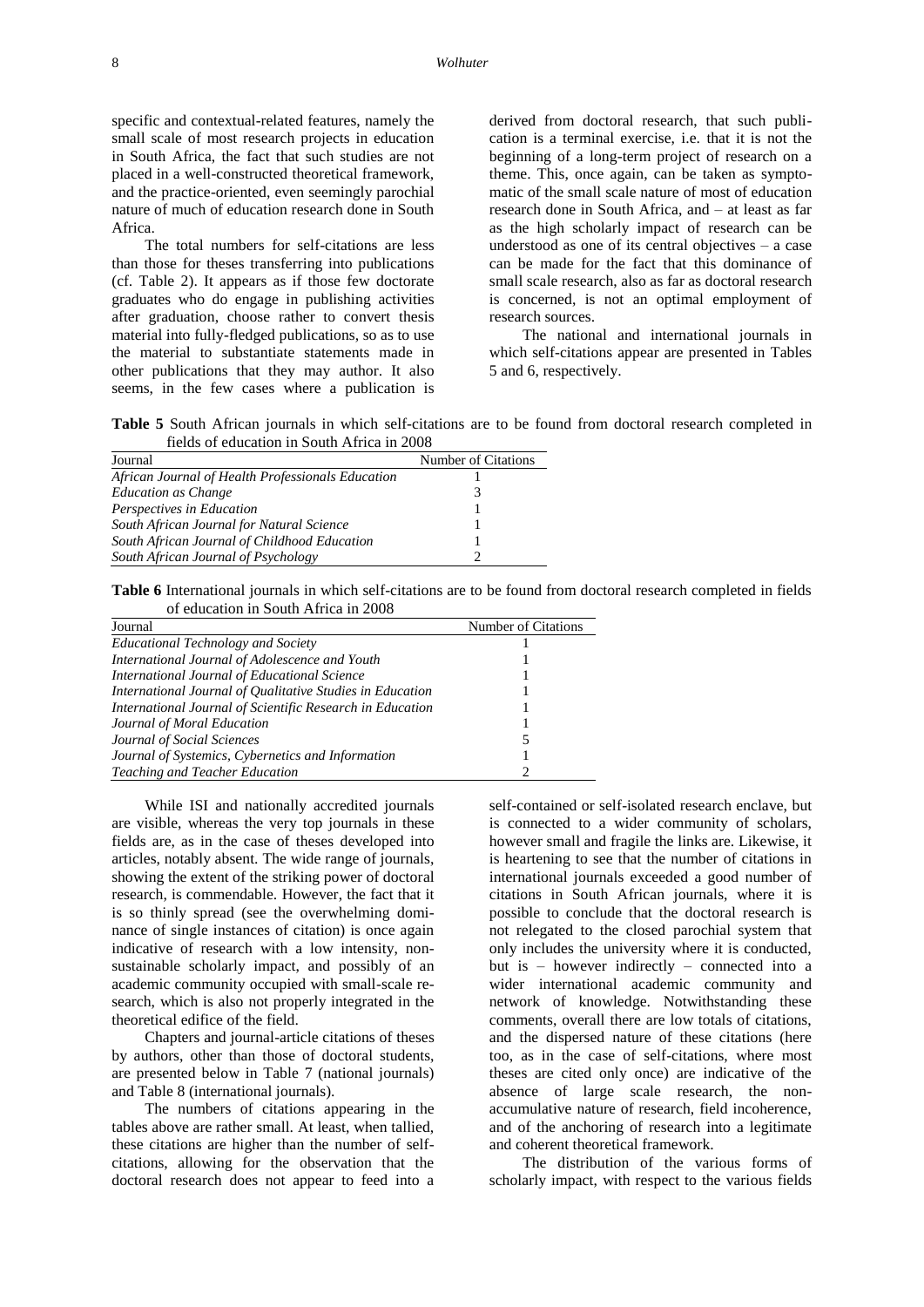specific and contextual-related features, namely the small scale of most research projects in education in South Africa, the fact that such studies are not placed in a well-constructed theoretical framework, and the practice-oriented, even seemingly parochial nature of much of education research done in South Africa.

The total numbers for self-citations are less than those for theses transferring into publications (cf. Table 2). It appears as if those few doctorate graduates who do engage in publishing activities after graduation, choose rather to convert thesis material into fully-fledged publications, so as to use the material to substantiate statements made in other publications that they may author. It also seems, in the few cases where a publication is derived from doctoral research, that such publication is a terminal exercise, i.e. that it is not the beginning of a long-term project of research on a theme. This, once again, can be taken as symptomatic of the small scale nature of most of education research done in South Africa, and – at least as far as the high scholarly impact of research can be understood as one of its central objectives – a case can be made for the fact that this dominance of small scale research, also as far as doctoral research is concerned, is not an optimal employment of research sources.

The national and international journals in which self-citations appear are presented in Tables 5 and 6, respectively.

**Table 5** South African journals in which self-citations are to be found from doctoral research completed in fields of education in South Africa in 2008

| Journal | Number of Citations |
|---|---|
| *African Journal of Health Professionals Education* | 1 |
| *Education as Change* | 3 |
| *Perspectives in Education* | 1 |
| *South African Journal for Natural Science* | 1 |
| *South African Journal of Childhood Education* | 1 |
| *South African Journal of Psychology* | 2 |

**Table 6** International journals in which self-citations are to be found from doctoral research completed in fields of education in South Africa in 2008

| Journal | Number of Citations |
|---|---|
| *Educational Technology and Society* | 1 |
| *International Journal of Adolescence and Youth* | 1 |
| *International Journal of Educational Science* | 1 |
| *International Journal of Qualitative Studies in Education* | 1 |
| *International Journal of Scientific Research in Education* | 1 |
| *Journal of Moral Education* | 1 |
| *Journal of Social Sciences* | 5 |
| *Journal of Systemics, Cybernetics and Information* | 1 |
| *Teaching and Teacher Education* | 2 |

While ISI and nationally accredited journals are visible, whereas the very top journals in these fields are, as in the case of theses developed into articles, notably absent. The wide range of journals, showing the extent of the striking power of doctoral research, is commendable. However, the fact that it is so thinly spread (see the overwhelming dominance of single instances of citation) is once again indicative of research with a low intensity, non-sustainable scholarly impact, and possibly of an academic community occupied with small-scale research, which is also not properly integrated in the theoretical edifice of the field.

Chapters and journal-article citations of theses by authors, other than those of doctoral students, are presented below in Table 7 (national journals) and Table 8 (international journals).

The numbers of citations appearing in the tables above are rather small. At least, when tallied, these citations are higher than the number of self-citations, allowing for the observation that the doctoral research does not appear to feed into a self-contained or self-isolated research enclave, but is connected to a wider community of scholars, however small and fragile the links are. Likewise, it is heartening to see that the number of citations in international journals exceeded a good number of citations in South African journals, where it is possible to conclude that the doctoral research is not relegated to the closed parochial system that only includes the university where it is conducted, but is – however indirectly – connected into a wider international academic community and network of knowledge. Notwithstanding these comments, overall there are low totals of citations, and the dispersed nature of these citations (here too, as in the case of self-citations, where most theses are cited only once) are indicative of the absence of large scale research, the non-accumulative nature of research, field incoherence, and of the anchoring of research into a legitimate and coherent theoretical framework.

The distribution of the various forms of scholarly impact, with respect to the various fields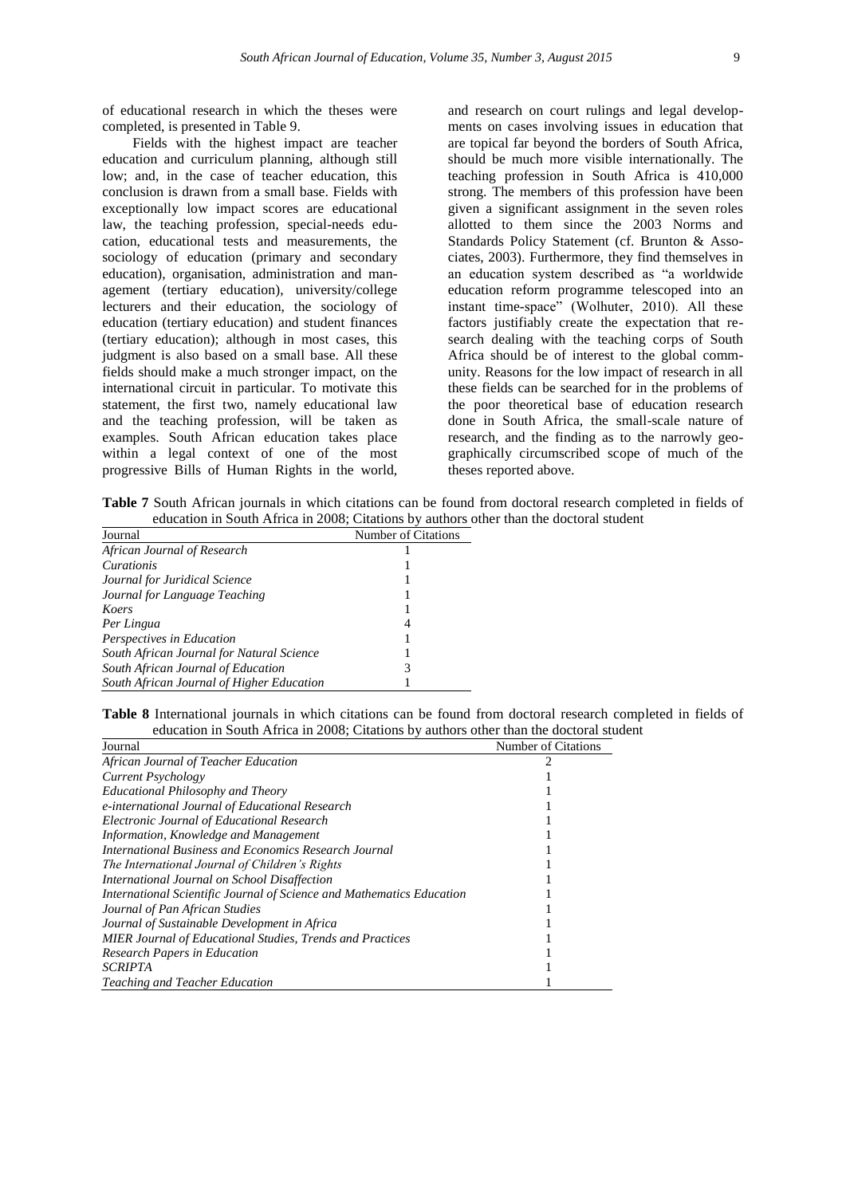of educational research in which the theses were completed, is presented in Table 9.

Fields with the highest impact are teacher education and curriculum planning, although still low; and, in the case of teacher education, this conclusion is drawn from a small base. Fields with exceptionally low impact scores are educational law, the teaching profession, special-needs education, educational tests and measurements, the sociology of education (primary and secondary education), organisation, administration and management (tertiary education), university/college lecturers and their education, the sociology of education (tertiary education) and student finances (tertiary education); although in most cases, this judgment is also based on a small base. All these fields should make a much stronger impact, on the international circuit in particular. To motivate this statement, the first two, namely educational law and the teaching profession, will be taken as examples. South African education takes place within a legal context of one of the most progressive Bills of Human Rights in the world, and research on court rulings and legal developments on cases involving issues in education that are topical far beyond the borders of South Africa, should be much more visible internationally. The teaching profession in South Africa is 410,000 strong. The members of this profession have been given a significant assignment in the seven roles allotted to them since the 2003 Norms and Standards Policy Statement (cf. Brunton & Associates, 2003). Furthermore, they find themselves in an education system described as "a worldwide education reform programme telescoped into an instant time-space" (Wolhuter, 2010). All these factors justifiably create the expectation that research dealing with the teaching corps of South Africa should be of interest to the global community. Reasons for the low impact of research in all these fields can be searched for in the problems of the poor theoretical base of education research done in South Africa, the small-scale nature of research, and the finding as to the narrowly geographically circumscribed scope of much of the theses reported above.

**Table 7** South African journals in which citations can be found from doctoral research completed in fields of education in South Africa in 2008; Citations by authors other than the doctoral student

| Journal | Number of Citations |
|---|---|
| *African Journal of Research* | 1 |
| *Curationis* | 1 |
| *Journal for Juridical Science* | 1 |
| *Journal for Language Teaching* | 1 |
| *Koers* | 1 |
| *Per Lingua* | 4 |
| *Perspectives in Education* | 1 |
| *South African Journal for Natural Science* | 1 |
| *South African Journal of Education* | 3 |
| *South African Journal of Higher Education* | 1 |

**Table 8** International journals in which citations can be found from doctoral research completed in fields of education in South Africa in 2008; Citations by authors other than the doctoral student

| Journal | Number of Citations |
|---|---|
| *African Journal of Teacher Education* | 2 |
| *Current Psychology* | 1 |
| *Educational Philosophy and Theory* | 1 |
| *e-international Journal of Educational Research* | 1 |
| *Electronic Journal of Educational Research* | 1 |
| *Information, Knowledge and Management* | 1 |
| *International Business and Economics Research Journal* | 1 |
| *The International Journal of Children's Rights* | 1 |
| *International Journal on School Disaffection* | 1 |
| *International Scientific Journal of Science and Mathematics Education* | 1 |
| *Journal of Pan African Studies* | 1 |
| *Journal of Sustainable Development in Africa* | 1 |
| *MIER Journal of Educational Studies, Trends and Practices* | 1 |
| *Research Papers in Education* | 1 |
| *SCRIPTA* | 1 |
| *Teaching and Teacher Education* | 1 |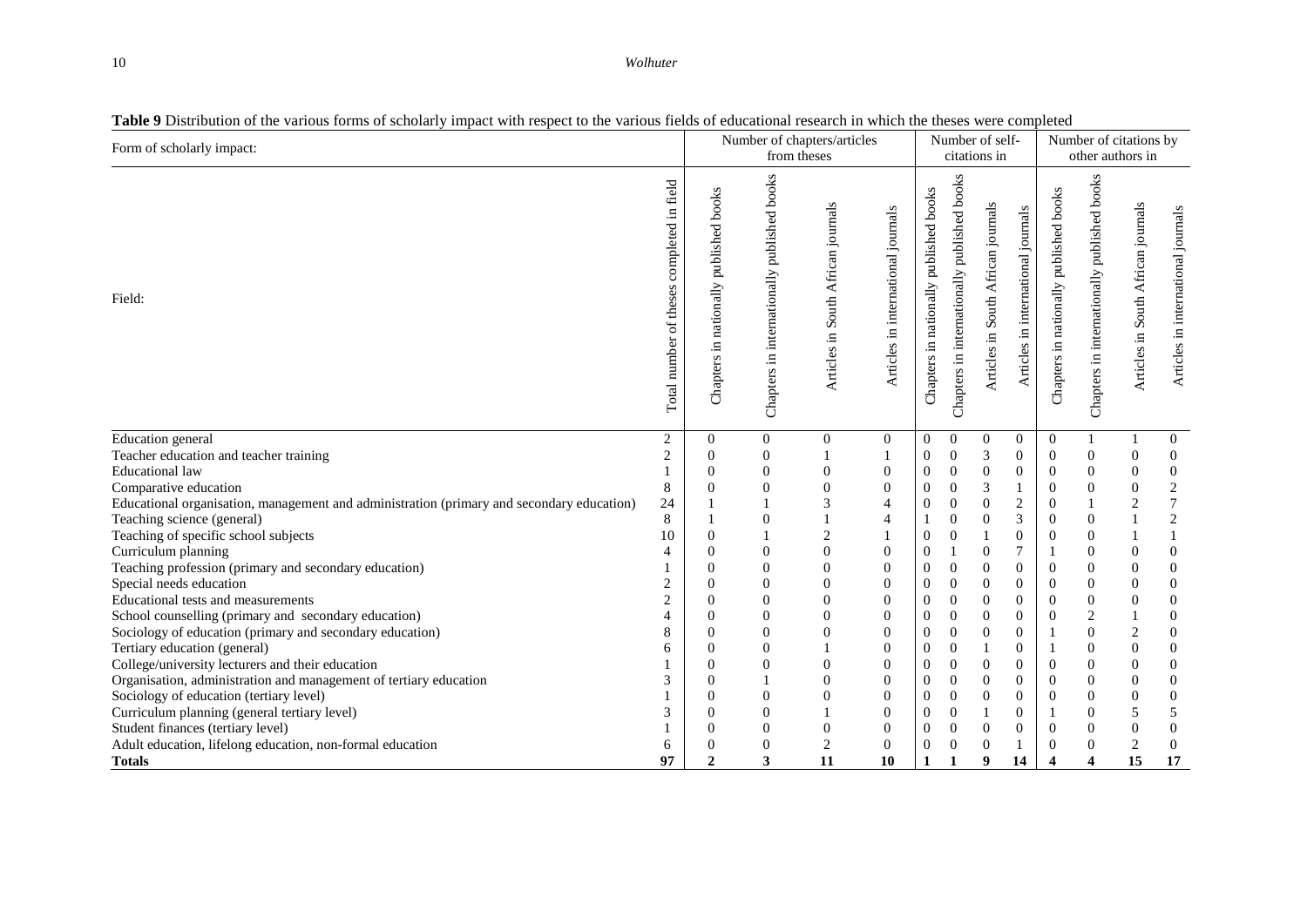**Table 9** Distribution of the various forms of scholarly impact with respect to the various fields of educational research in which the theses were completed

| Form of scholarly impact: | | Number of chapters/articles from theses | | | | Number of self-citations in | | | | Number of citations by other authors in | | | |
|---|---|---|---|---|---|---|---|---|---|---|---|---|---|
| Field: | Total number of theses completed in field | Chapters in nationally published books | Chapters in internationally published books | Articles in South African journals | Articles in international journals | Chapters in nationally published books | Chapters in internationally published books | Articles in South African journals | Articles in international journals | Chapters in nationally published books | Chapters in internationally published books | Articles in South African journals | Articles in international journals |
| Education general | 2 | 0 | 0 | 0 | 0 | 0 | 0 | 0 | 0 | 0 | 1 | 1 | 0 |
| Teacher education and teacher training | 2 | 0 | 0 | 1 | 1 | 0 | 0 | 3 | 0 | 0 | 0 | 0 | 0 |
| Educational law | 1 | 0 | 0 | 0 | 0 | 0 | 0 | 0 | 0 | 0 | 0 | 0 | 0 |
| Comparative education | 8 | 0 | 0 | 0 | 0 | 0 | 0 | 3 | 1 | 0 | 0 | 0 | 2 |
| Educational organisation, management and administration (primary and secondary education) | 24 | 1 | 1 | 3 | 4 | 0 | 0 | 0 | 2 | 0 | 1 | 2 | 7 |
| Teaching science (general) | 8 | 1 | 0 | 1 | 4 | 1 | 0 | 0 | 3 | 0 | 0 | 1 | 2 |
| Teaching of specific school subjects | 10 | 0 | 1 | 2 | 1 | 0 | 0 | 1 | 0 | 0 | 0 | 1 | 1 |
| Curriculum planning | 4 | 0 | 0 | 0 | 0 | 0 | 1 | 0 | 7 | 1 | 0 | 0 | 0 |
| Teaching profession (primary and secondary education) | 1 | 0 | 0 | 0 | 0 | 0 | 0 | 0 | 0 | 0 | 0 | 0 | 0 |
| Special needs education | 2 | 0 | 0 | 0 | 0 | 0 | 0 | 0 | 0 | 0 | 0 | 0 | 0 |
| Educational tests and measurements | 2 | 0 | 0 | 0 | 0 | 0 | 0 | 0 | 0 | 0 | 0 | 0 | 0 |
| School counselling (primary and secondary education) | 4 | 0 | 0 | 0 | 0 | 0 | 0 | 0 | 0 | 0 | 2 | 1 | 0 |
| Sociology of education (primary and secondary education) | 8 | 0 | 0 | 0 | 0 | 0 | 0 | 0 | 0 | 1 | 0 | 2 | 0 |
| Tertiary education (general) | 6 | 0 | 0 | 1 | 0 | 0 | 0 | 1 | 0 | 1 | 0 | 0 | 0 |
| College/university lecturers and their education | 1 | 0 | 0 | 0 | 0 | 0 | 0 | 0 | 0 | 0 | 0 | 0 | 0 |
| Organisation, administration and management of tertiary education | 3 | 0 | 1 | 0 | 0 | 0 | 0 | 0 | 0 | 0 | 0 | 0 | 0 |
| Sociology of education (tertiary level) | 1 | 0 | 0 | 0 | 0 | 0 | 0 | 0 | 0 | 0 | 0 | 0 | 0 |
| Curriculum planning (general tertiary level) | 3 | 0 | 0 | 1 | 0 | 0 | 0 | 1 | 0 | 1 | 0 | 5 | 5 |
| Student finances (tertiary level) | 1 | 0 | 0 | 0 | 0 | 0 | 0 | 0 | 0 | 0 | 0 | 0 | 0 |
| Adult education, lifelong education, non-formal education | 6 | 0 | 0 | 2 | 0 | 0 | 0 | 0 | 1 | 0 | 0 | 2 | 0 |
| **Totals** | **97** | **2** | **3** | **11** | **10** | **1** | **1** | **9** | **14** | **4** | **4** | **15** | **17** |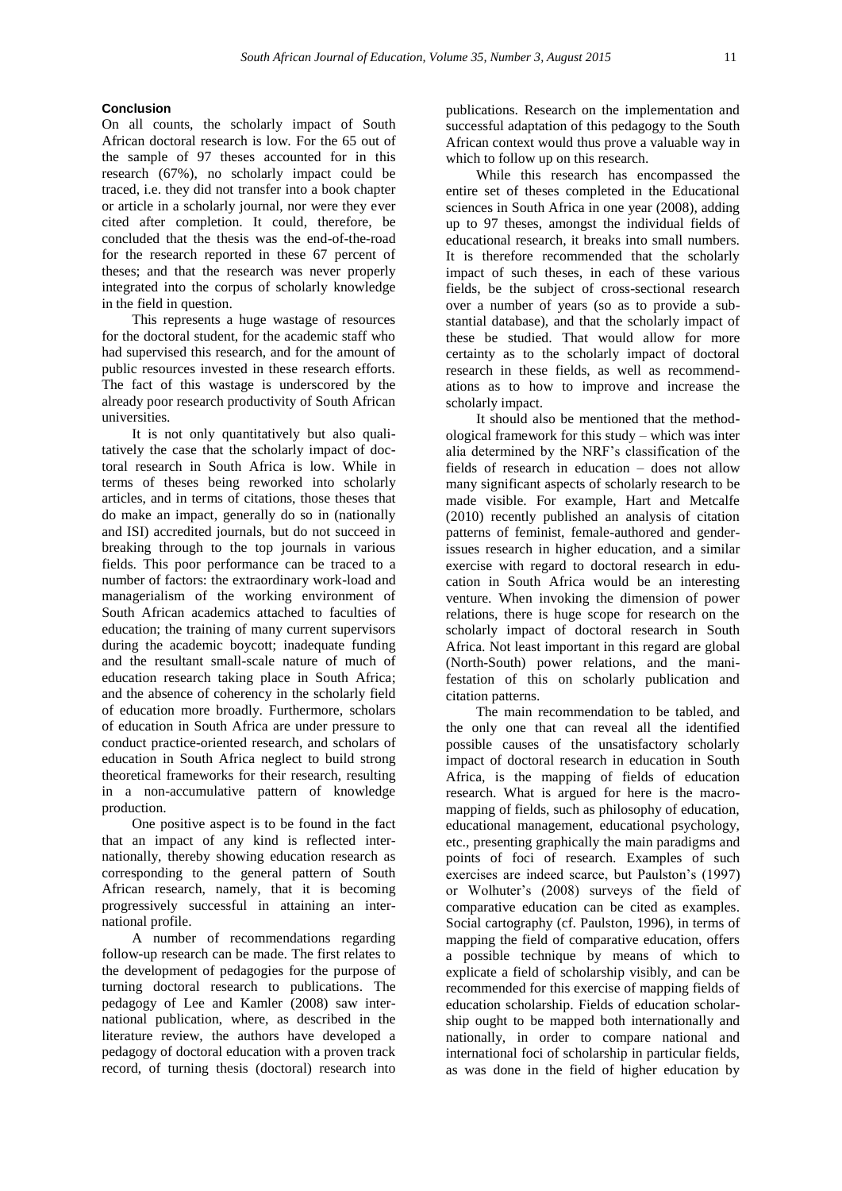## Conclusion

On all counts, the scholarly impact of South African doctoral research is low. For the 65 out of the sample of 97 theses accounted for in this research (67%), no scholarly impact could be traced, i.e. they did not transfer into a book chapter or article in a scholarly journal, nor were they ever cited after completion. It could, therefore, be concluded that the thesis was the end-of-the-road for the research reported in these 67 percent of theses; and that the research was never properly integrated into the corpus of scholarly knowledge in the field in question.

This represents a huge wastage of resources for the doctoral student, for the academic staff who had supervised this research, and for the amount of public resources invested in these research efforts. The fact of this wastage is underscored by the already poor research productivity of South African universities.

It is not only quantitatively but also qualitatively the case that the scholarly impact of doctoral research in South Africa is low. While in terms of theses being reworked into scholarly articles, and in terms of citations, those theses that do make an impact, generally do so in (nationally and ISI) accredited journals, but do not succeed in breaking through to the top journals in various fields. This poor performance can be traced to a number of factors: the extraordinary work-load and managerialism of the working environment of South African academics attached to faculties of education; the training of many current supervisors during the academic boycott; inadequate funding and the resultant small-scale nature of much of education research taking place in South Africa; and the absence of coherency in the scholarly field of education more broadly. Furthermore, scholars of education in South Africa are under pressure to conduct practice-oriented research, and scholars of education in South Africa neglect to build strong theoretical frameworks for their research, resulting in a non-accumulative pattern of knowledge production.

One positive aspect is to be found in the fact that an impact of any kind is reflected internationally, thereby showing education research as corresponding to the general pattern of South African research, namely, that it is becoming progressively successful in attaining an international profile.

A number of recommendations regarding follow-up research can be made. The first relates to the development of pedagogies for the purpose of turning doctoral research to publications. The pedagogy of Lee and Kamler (2008) saw international publication, where, as described in the literature review, the authors have developed a pedagogy of doctoral education with a proven track record, of turning thesis (doctoral) research into publications. Research on the implementation and successful adaptation of this pedagogy to the South African context would thus prove a valuable way in which to follow up on this research.

While this research has encompassed the entire set of theses completed in the Educational sciences in South Africa in one year (2008), adding up to 97 theses, amongst the individual fields of educational research, it breaks into small numbers. It is therefore recommended that the scholarly impact of such theses, in each of these various fields, be the subject of cross-sectional research over a number of years (so as to provide a substantial database), and that the scholarly impact of these be studied. That would allow for more certainty as to the scholarly impact of doctoral research in these fields, as well as recommendations as to how to improve and increase the scholarly impact.

It should also be mentioned that the methodological framework for this study – which was inter alia determined by the NRF's classification of the fields of research in education – does not allow many significant aspects of scholarly research to be made visible. For example, Hart and Metcalfe (2010) recently published an analysis of citation patterns of feminist, female-authored and gender-issues research in higher education, and a similar exercise with regard to doctoral research in education in South Africa would be an interesting venture. When invoking the dimension of power relations, there is huge scope for research on the scholarly impact of doctoral research in South Africa. Not least important in this regard are global (North-South) power relations, and the manifestation of this on scholarly publication and citation patterns.

The main recommendation to be tabled, and the only one that can reveal all the identified possible causes of the unsatisfactory scholarly impact of doctoral research in education in South Africa, is the mapping of fields of education research. What is argued for here is the macro-mapping of fields, such as philosophy of education, educational management, educational psychology, etc., presenting graphically the main paradigms and points of foci of research. Examples of such exercises are indeed scarce, but Paulston's (1997) or Wolhuter's (2008) surveys of the field of comparative education can be cited as examples. Social cartography (cf. Paulston, 1996), in terms of mapping the field of comparative education, offers a possible technique by means of which to explicate a field of scholarship visibly, and can be recommended for this exercise of mapping fields of education scholarship. Fields of education scholarship ought to be mapped both internationally and nationally, in order to compare national and international foci of scholarship in particular fields, as was done in the field of higher education by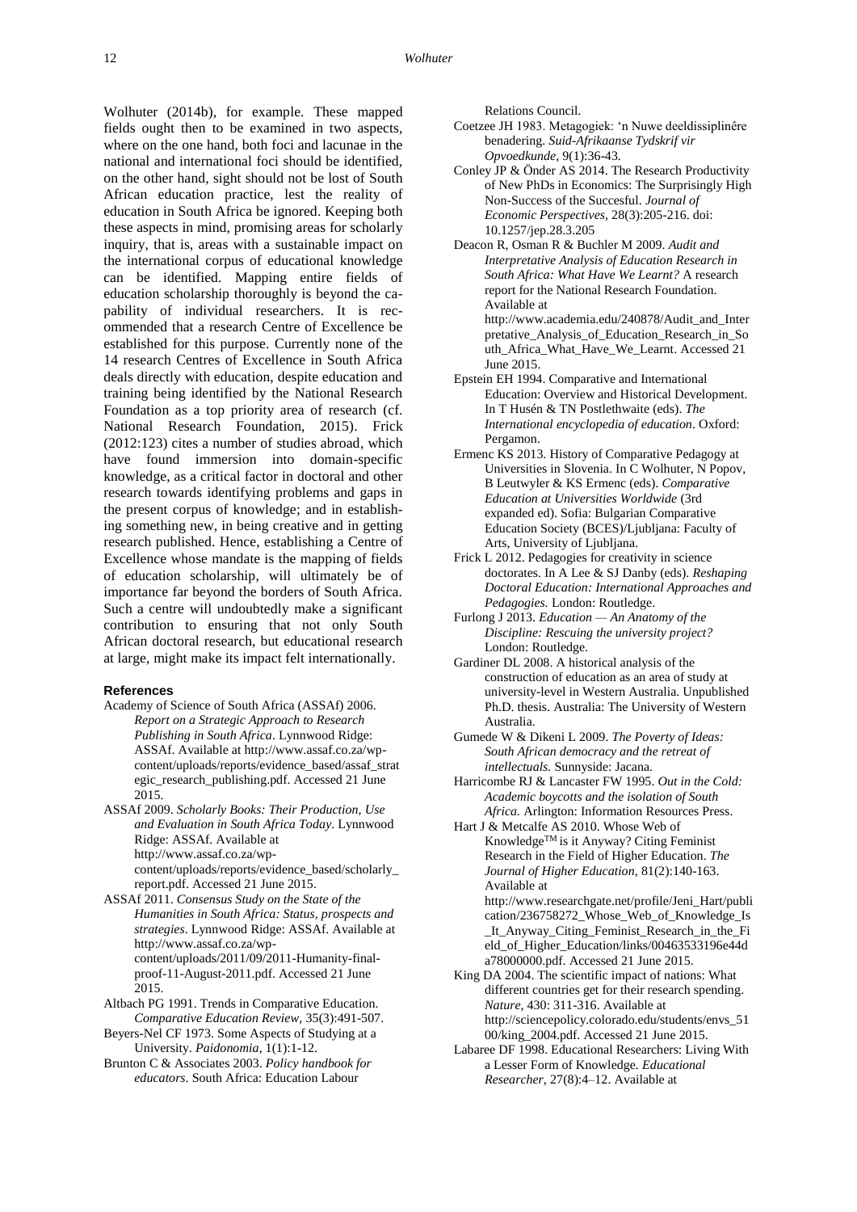Wolhuter (2014b), for example. These mapped fields ought then to be examined in two aspects, where on the one hand, both foci and lacunae in the national and international foci should be identified, on the other hand, sight should not be lost of South African education practice, lest the reality of education in South Africa be ignored. Keeping both these aspects in mind, promising areas for scholarly inquiry, that is, areas with a sustainable impact on the international corpus of educational knowledge can be identified. Mapping entire fields of education scholarship thoroughly is beyond the capability of individual researchers. It is recommended that a research Centre of Excellence be established for this purpose. Currently none of the 14 research Centres of Excellence in South Africa deals directly with education, despite education and training being identified by the National Research Foundation as a top priority area of research (cf. National Research Foundation, 2015). Frick (2012:123) cites a number of studies abroad, which have found immersion into domain-specific knowledge, as a critical factor in doctoral and other research towards identifying problems and gaps in the present corpus of knowledge; and in establishing something new, in being creative and in getting research published. Hence, establishing a Centre of Excellence whose mandate is the mapping of fields of education scholarship, will ultimately be of importance far beyond the borders of South Africa. Such a centre will undoubtedly make a significant contribution to ensuring that not only South African doctoral research, but educational research at large, might make its impact felt internationally.

## References

Academy of Science of South Africa (ASSAf) 2006. *Report on a Strategic Approach to Research Publishing in South Africa*. Lynnwood Ridge: ASSAf. Available at http://www.assaf.co.za/wp-content/uploads/reports/evidence_based/assaf_strategic_research_publishing.pdf. Accessed 21 June 2015.

ASSAf 2009. *Scholarly Books: Their Production, Use and Evaluation in South Africa Today*. Lynnwood Ridge: ASSAf. Available at http://www.assaf.co.za/wp-content/uploads/reports/evidence_based/scholarly_report.pdf. Accessed 21 June 2015.

ASSAf 2011. *Consensus Study on the State of the Humanities in South Africa: Status, prospects and strategies*. Lynnwood Ridge: ASSAf. Available at http://www.assaf.co.za/wp-content/uploads/2011/09/2011-Humanity-final-proof-11-August-2011.pdf. Accessed 21 June 2015.

Altbach PG 1991. Trends in Comparative Education. *Comparative Education Review*, 35(3):491-507.

Beyers-Nel CF 1973. Some Aspects of Studying at a University. *Paidonomia*, 1(1):1-12.

Brunton C & Associates 2003. *Policy handbook for educators*. South Africa: Education Labour Relations Council.

Coetzee JH 1983. Metagogiek: 'n Nuwe deeldissiplinêre benadering. *Suid-Afrikaanse Tydskrif vir Opvoedkunde*, 9(1):36-43.

Conley JP & Önder AS 2014. The Research Productivity of New PhDs in Economics: The Surprisingly High Non-Success of the Succesful. *Journal of Economic Perspectives*, 28(3):205-216. doi: 10.1257/jep.28.3.205

Deacon R, Osman R & Buchler M 2009. *Audit and Interpretative Analysis of Education Research in South Africa: What Have We Learnt?* A research report for the National Research Foundation. Available at http://www.academia.edu/240878/Audit_and_Interpretative_Analysis_of_Education_Research_in_South_Africa_What_Have_We_Learnt. Accessed 21 June 2015.

Epstein EH 1994. Comparative and International Education: Overview and Historical Development. In T Husén & TN Postlethwaite (eds). *The International encyclopedia of education*. Oxford: Pergamon.

Ermenc KS 2013. History of Comparative Pedagogy at Universities in Slovenia. In C Wolhuter, N Popov, B Leutwyler & KS Ermenc (eds). *Comparative Education at Universities Worldwide* (3rd expanded ed). Sofia: Bulgarian Comparative Education Society (BCES)/Ljubljana: Faculty of Arts, University of Ljubljana.

Frick L 2012. Pedagogies for creativity in science doctorates. In A Lee & SJ Danby (eds). *Reshaping Doctoral Education: International Approaches and Pedagogies.* London: Routledge.

Furlong J 2013. *Education — An Anatomy of the Discipline: Rescuing the university project?* London: Routledge.

Gardiner DL 2008. A historical analysis of the construction of education as an area of study at university-level in Western Australia. Unpublished Ph.D. thesis. Australia: The University of Western Australia.

Gumede W & Dikeni L 2009. *The Poverty of Ideas: South African democracy and the retreat of intellectuals*. Sunnyside: Jacana.

Harricombe RJ & Lancaster FW 1995. *Out in the Cold: Academic boycotts and the isolation of South Africa.* Arlington: Information Resources Press.

Hart J & Metcalfe AS 2010. Whose Web of Knowledge™ is it Anyway? Citing Feminist Research in the Field of Higher Education. *The Journal of Higher Education*, 81(2):140-163. Available at http://www.researchgate.net/profile/Jeni_Hart/publication/236758272_Whose_Web_of_Knowledge_Is_It_Anyway_Citing_Feminist_Research_in_the_Field_of_Higher_Education/links/00463533196e44da78000000.pdf. Accessed 21 June 2015.

King DA 2004. The scientific impact of nations: What different countries get for their research spending. *Nature*, 430: 311-316. Available at http://sciencepolicy.colorado.edu/students/envs_5100/king_2004.pdf. Accessed 21 June 2015.

Labaree DF 1998. Educational Researchers: Living With a Lesser Form of Knowledge. *Educational Researcher*, 27(8):4–12. Available at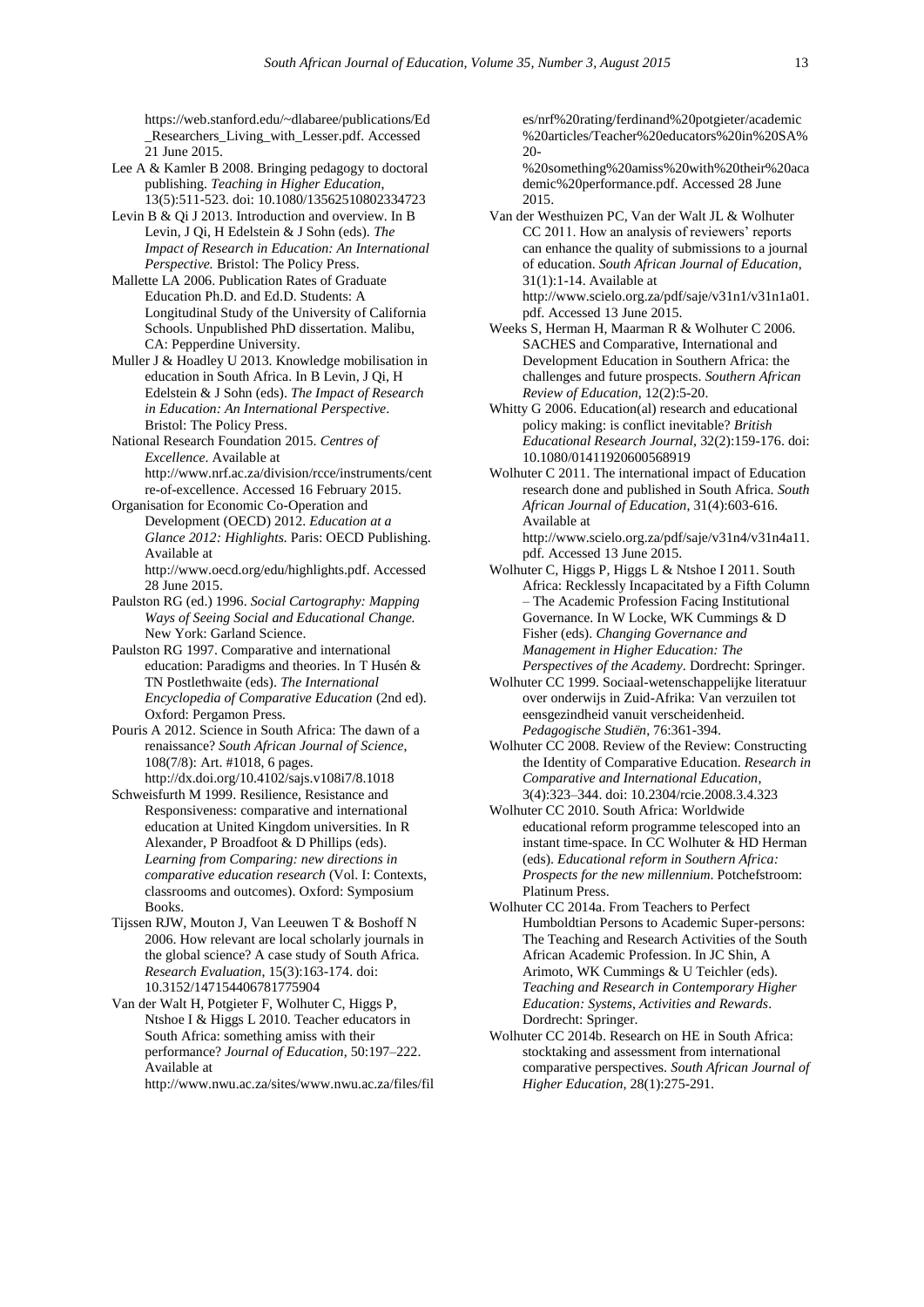https://web.stanford.edu/~dlabaree/publications/Ed_Researchers_Living_with_Lesser.pdf. Accessed 21 June 2015.

Lee A & Kamler B 2008. Bringing pedagogy to doctoral publishing. *Teaching in Higher Education*, 13(5):511-523. doi: 10.1080/13562510802334723

Levin B & Qi J 2013. Introduction and overview. In B Levin, J Qi, H Edelstein & J Sohn (eds). *The Impact of Research in Education: An International Perspective.* Bristol: The Policy Press.

Mallette LA 2006. Publication Rates of Graduate Education Ph.D. and Ed.D. Students: A Longitudinal Study of the University of California Schools. Unpublished PhD dissertation. Malibu, CA: Pepperdine University.

Muller J & Hoadley U 2013. Knowledge mobilisation in education in South Africa. In B Levin, J Qi, H Edelstein & J Sohn (eds). *The Impact of Research in Education: An International Perspective*. Bristol: The Policy Press.

National Research Foundation 2015. *Centres of Excellence*. Available at http://www.nrf.ac.za/division/rcce/instruments/centre-of-excellence. Accessed 16 February 2015.

Organisation for Economic Co-Operation and Development (OECD) 2012. *Education at a Glance 2012: Highlights.* Paris: OECD Publishing. Available at http://www.oecd.org/edu/highlights.pdf. Accessed 28 June 2015.

Paulston RG (ed.) 1996. *Social Cartography: Mapping Ways of Seeing Social and Educational Change.* New York: Garland Science.

Paulston RG 1997. Comparative and international education: Paradigms and theories. In T Husén & TN Postlethwaite (eds). *The International Encyclopedia of Comparative Education* (2nd ed). Oxford: Pergamon Press.

Pouris A 2012. Science in South Africa: The dawn of a renaissance? *South African Journal of Science*, 108(7/8): Art. #1018, 6 pages. http://dx.doi.org/10.4102/sajs.v108i7/8.1018

Schweisfurth M 1999. Resilience, Resistance and Responsiveness: comparative and international education at United Kingdom universities. In R Alexander, P Broadfoot & D Phillips (eds). *Learning from Comparing: new directions in comparative education research* (Vol. I: Contexts, classrooms and outcomes). Oxford: Symposium Books.

Tijssen RJW, Mouton J, Van Leeuwen T & Boshoff N 2006. How relevant are local scholarly journals in the global science? A case study of South Africa. *Research Evaluation*, 15(3):163-174. doi: 10.3152/147154406781775904

Van der Walt H, Potgieter F, Wolhuter C, Higgs P, Ntshoe I & Higgs L 2010. Teacher educators in South Africa: something amiss with their performance? *Journal of Education*, 50:197–222. Available at http://www.nwu.ac.za/sites/www.nwu.ac.za/files/files/nrf%20rating/ferdinand%20potgieter/academic%20articles/Teacher%20educators%20in%20SA%20-%20something%20amiss%20with%20their%20academic%20performance.pdf. Accessed 28 June 2015.

Van der Westhuizen PC, Van der Walt JL & Wolhuter CC 2011. How an analysis of reviewers' reports can enhance the quality of submissions to a journal of education. *South African Journal of Education*, 31(1):1-14. Available at http://www.scielo.org.za/pdf/saje/v31n1/v31n1a01.pdf. Accessed 13 June 2015.

Weeks S, Herman H, Maarman R & Wolhuter C 2006. SACHES and Comparative, International and Development Education in Southern Africa: the challenges and future prospects. *Southern African Review of Education*, 12(2):5-20.

Whitty G 2006. Education(al) research and educational policy making: is conflict inevitable? *British Educational Research Journal*, 32(2):159-176. doi: 10.1080/01411920600568919

Wolhuter C 2011. The international impact of Education research done and published in South Africa. *South African Journal of Education*, 31(4):603-616. Available at http://www.scielo.org.za/pdf/saje/v31n4/v31n4a11.pdf. Accessed 13 June 2015.

Wolhuter C, Higgs P, Higgs L & Ntshoe I 2011. South Africa: Recklessly Incapacitated by a Fifth Column – The Academic Profession Facing Institutional Governance. In W Locke, WK Cummings & D Fisher (eds). *Changing Governance and Management in Higher Education: The Perspectives of the Academy*. Dordrecht: Springer.

Wolhuter CC 1999. Sociaal-wetenschappelijke literatuur over onderwijs in Zuid-Afrika: Van verzuilen tot eensgezindheid vanuit verscheidenheid. *Pedagogische Studiën*, 76:361-394.

Wolhuter CC 2008. Review of the Review: Constructing the Identity of Comparative Education. *Research in Comparative and International Education*, 3(4):323–344. doi: 10.2304/rcie.2008.3.4.323

Wolhuter CC 2010. South Africa: Worldwide educational reform programme telescoped into an instant time-space. In CC Wolhuter & HD Herman (eds). *Educational reform in Southern Africa: Prospects for the new millennium*. Potchefstroom: Platinum Press.

Wolhuter CC 2014a. From Teachers to Perfect Humboldtian Persons to Academic Super-persons: The Teaching and Research Activities of the South African Academic Profession. In JC Shin, A Arimoto, WK Cummings & U Teichler (eds). *Teaching and Research in Contemporary Higher Education: Systems, Activities and Rewards*. Dordrecht: Springer.

Wolhuter CC 2014b. Research on HE in South Africa: stocktaking and assessment from international comparative perspectives. *South African Journal of Higher Education*, 28(1):275-291.